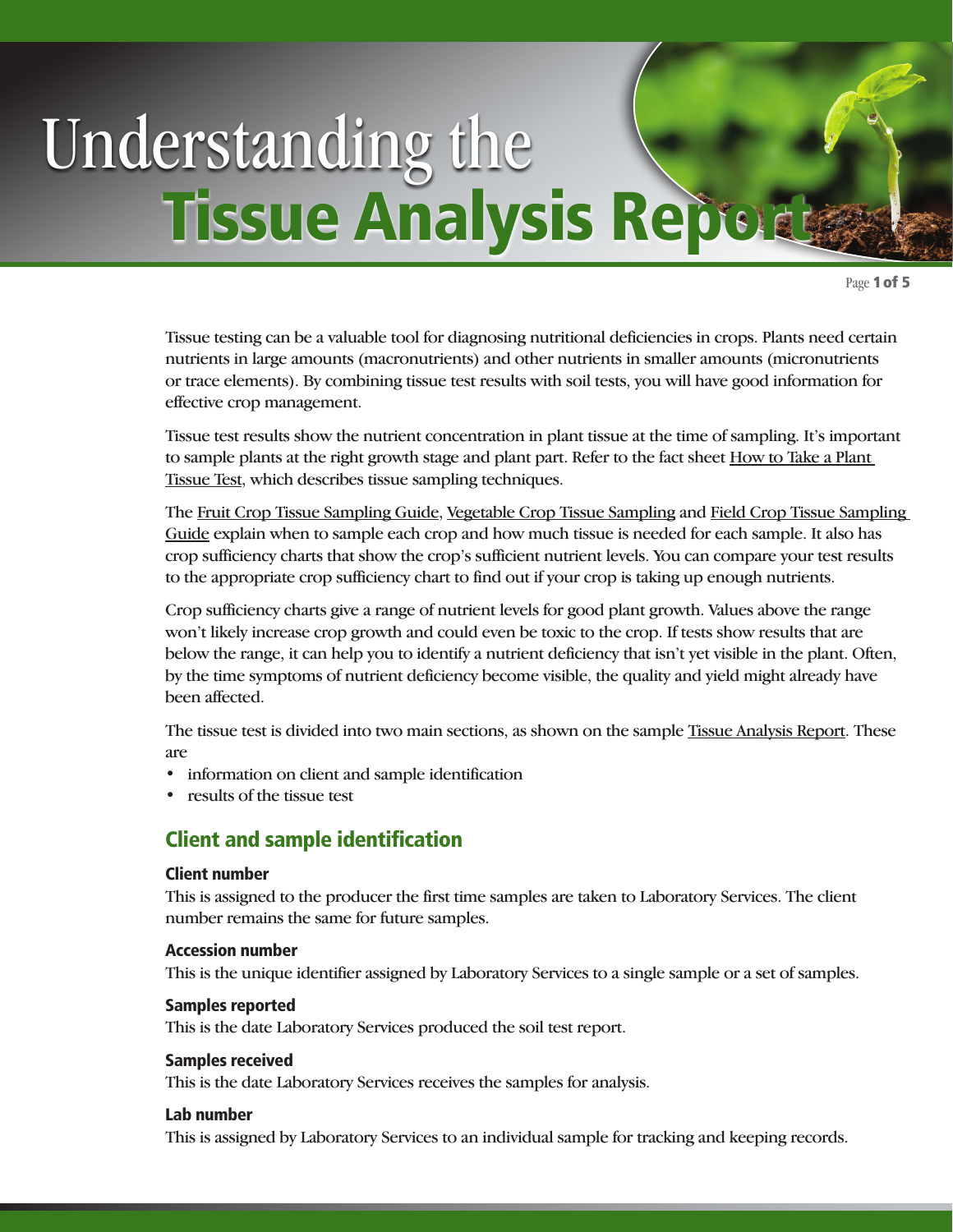# Understanding the Tissue Analysis Report

Tissue testing can be a valuable tool for diagnosing nutritional deficiencies in crops. Plants need certain nutrients in large amounts (macronutrients) and other nutrients in smaller amounts (micronutrients or trace elements). By combining tissue test results with soil tests, you will have good information for effective crop management.

Tissue test results show the nutrient concentration in plant tissue at the time of sampling. It's important to sample plants at the right growth stage and plant part. Refer to the fact sheet How to Take a Plant Tissue Test, which describes tissue sampling techniques.

The Fruit Crop Tissue Sampling Guide, Vegetable Crop Tissue Sampling and Field Crop Tissue Sampling Guide explain when to sample each crop and how much tissue is needed for each sample. It also has crop sufficiency charts that show the crop's sufficient nutrient levels. You can compare your test results to the appropriate crop sufficiency chart to find out if your crop is taking up enough nutrients.

Crop sufficiency charts give a range of nutrient levels for good plant growth. Values above the range won't likely increase crop growth and could even be toxic to the crop. If tests show results that are below the range, it can help you to identify a nutrient deficiency that isn't yet visible in the plant. Often, by the time symptoms of nutrient deficiency become visible, the quality and yield might already have been affected.

The tissue test is divided into two main sections, as shown on the sample Tissue Analysis Report. These are

- information on client and sample identification
- results of the tissue test

## Client and sample identification

### Client number

This is assigned to the producer the first time samples are taken to Laboratory Services. The client number remains the same for future samples.

### Accession number

This is the unique identifier assigned by Laboratory Services to a single sample or a set of samples.

### Samples reported

This is the date Laboratory Services produced the soil test report.

### Samples received

This is the date Laboratory Services receives the samples for analysis.

### Lab number

This is assigned by Laboratory Services to an individual sample for tracking and keeping records.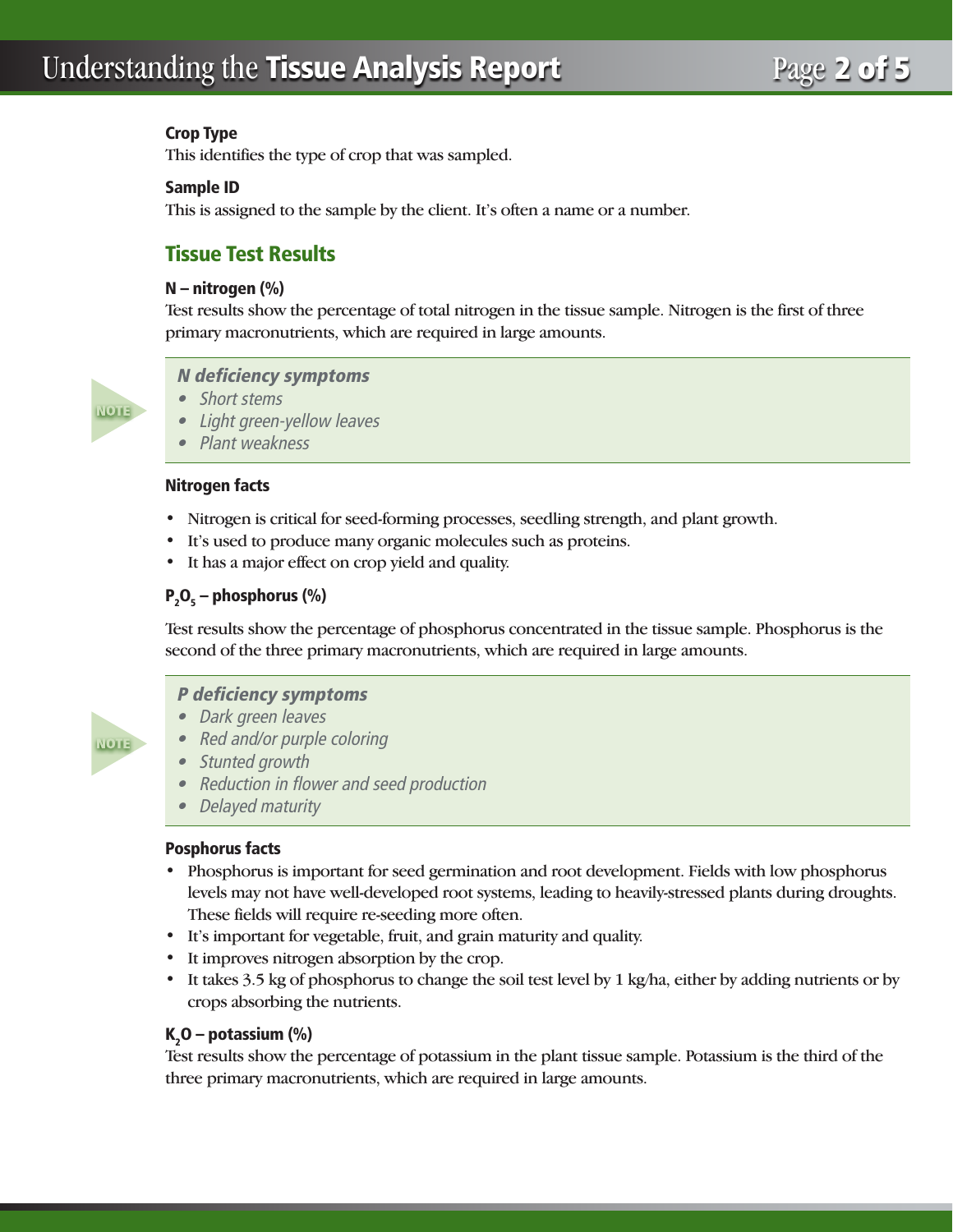**Crop Type**

This identifies the type of crop that was sampled.

**Sample ID**

This is assigned to the sample by the client. It's often a name or a number.

## Tissue Test Results

**N – nitrogen (%)**

Test results show the percentage of total nitrogen in the tissue sample. Nitrogen is the first of three primary macronutrients, which are required in large amounts.

> NOTE
>
> ***N deficiency symptoms***
>
> - *Short stems*
> - *Light green-yellow leaves*
> - *Plant weakness*

**Nitrogen facts**

- Nitrogen is critical for seed-forming processes, seedling strength, and plant growth.
- It's used to produce many organic molecules such as proteins.
- It has a major effect on crop yield and quality.

**$P_2O_5$ – phosphorus (%)**

Test results show the percentage of phosphorus concentrated in the tissue sample. Phosphorus is the second of the three primary macronutrients, which are required in large amounts.

> NOTE
>
> ***P deficiency symptoms***
>
> - *Dark green leaves*
> - *Red and/or purple coloring*
> - *Stunted growth*
> - *Reduction in flower and seed production*
> - *Delayed maturity*

**Posphorus facts**

- Phosphorus is important for seed germination and root development. Fields with low phosphorus levels may not have well-developed root systems, leading to heavily-stressed plants during droughts. These fields will require re-seeding more often.
- It's important for vegetable, fruit, and grain maturity and quality.
- It improves nitrogen absorption by the crop.
- It takes 3.5 kg of phosphorus to change the soil test level by 1 kg/ha, either by adding nutrients or by crops absorbing the nutrients.

**$K_2O$ – potassium (%)**

Test results show the percentage of potassium in the plant tissue sample. Potassium is the third of the three primary macronutrients, which are required in large amounts.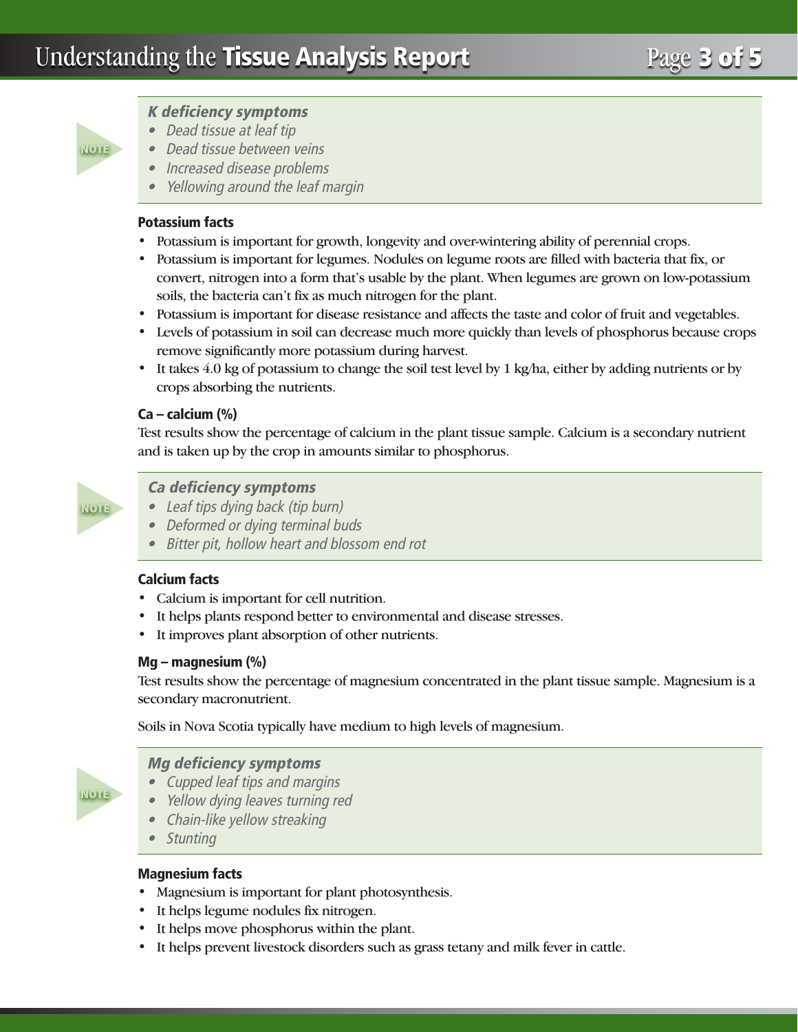> **NOTE**
>
> ***K deficiency symptoms***
>
> - *Dead tissue at leaf tip*
> - *Dead tissue between veins*
> - *Increased disease problems*
> - *Yellowing around the leaf margin*

**Potassium facts**

- Potassium is important for growth, longevity and over-wintering ability of perennial crops.
- Potassium is important for legumes. Nodules on legume roots are filled with bacteria that fix, or convert, nitrogen into a form that's usable by the plant. When legumes are grown on low-potassium soils, the bacteria can't fix as much nitrogen for the plant.
- Potassium is important for disease resistance and affects the taste and color of fruit and vegetables.
- Levels of potassium in soil can decrease much more quickly than levels of phosphorus because crops remove significantly more potassium during harvest.
- It takes 4.0 kg of potassium to change the soil test level by 1 kg/ha, either by adding nutrients or by crops absorbing the nutrients.

### Ca – calcium (%)

Test results show the percentage of calcium in the plant tissue sample. Calcium is a secondary nutrient and is taken up by the crop in amounts similar to phosphorus.

> **NOTE**
>
> ***Ca deficiency symptoms***
>
> - *Leaf tips dying back (tip burn)*
> - *Deformed or dying terminal buds*
> - *Bitter pit, hollow heart and blossom end rot*

**Calcium facts**

- Calcium is important for cell nutrition.
- It helps plants respond better to environmental and disease stresses.
- It improves plant absorption of other nutrients.

### Mg – magnesium (%)

Test results show the percentage of magnesium concentrated in the plant tissue sample. Magnesium is a secondary macronutrient.

Soils in Nova Scotia typically have medium to high levels of magnesium.

> **NOTE**
>
> ***Mg deficiency symptoms***
>
> - *Cupped leaf tips and margins*
> - *Yellow dying leaves turning red*
> - *Chain-like yellow streaking*
> - *Stunting*

**Magnesium facts**

- Magnesium is important for plant photosynthesis.
- It helps legume nodules fix nitrogen.
- It helps move phosphorus within the plant.
- It helps prevent livestock disorders such as grass tetany and milk fever in cattle.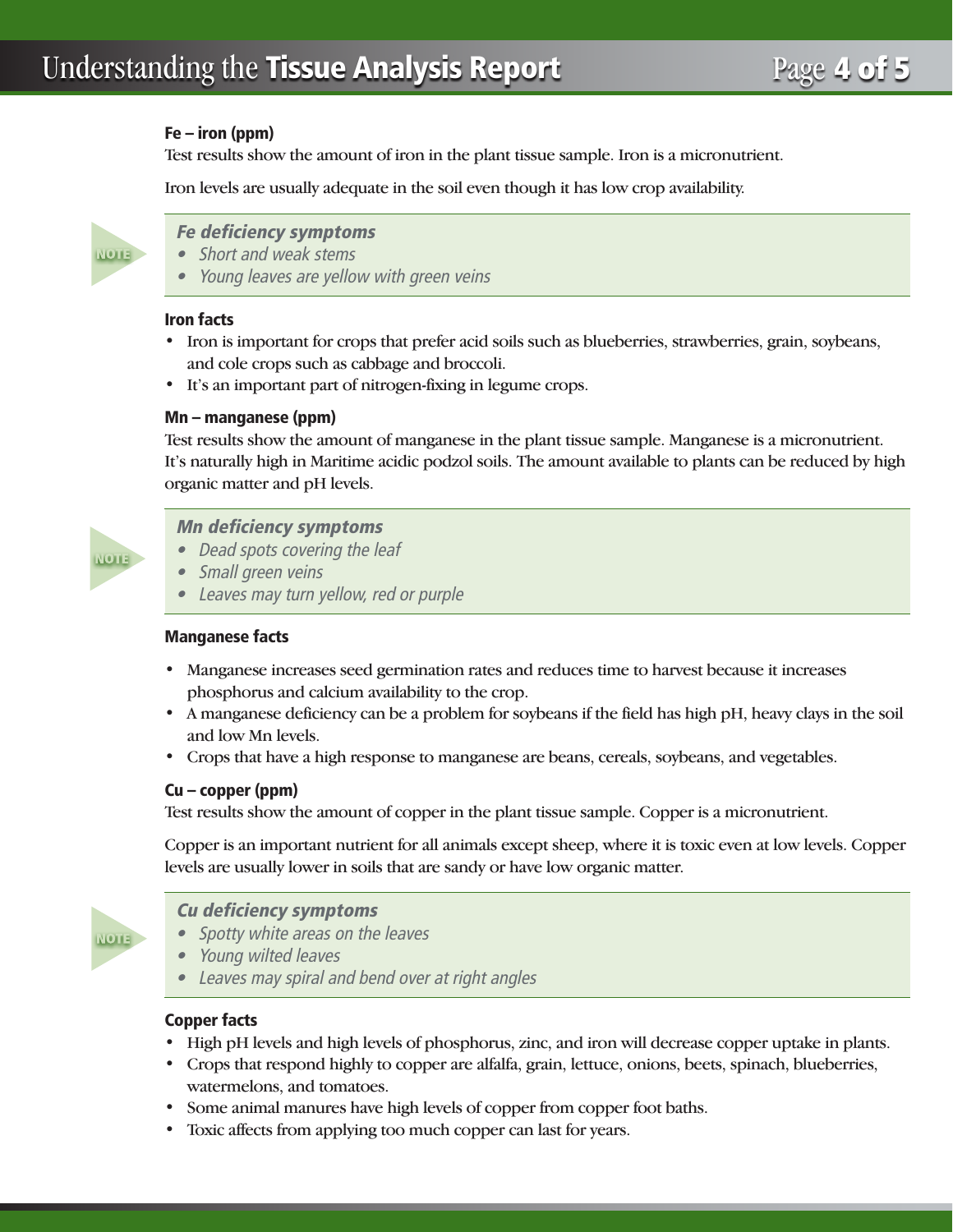### Fe – iron (ppm)

Test results show the amount of iron in the plant tissue sample. Iron is a micronutrient.

Iron levels are usually adequate in the soil even though it has low crop availability.

> NOTE
>
> ***Fe deficiency symptoms***
> - *Short and weak stems*
> - *Young leaves are yellow with green veins*

#### Iron facts

- Iron is important for crops that prefer acid soils such as blueberries, strawberries, grain, soybeans, and cole crops such as cabbage and broccoli.
- It's an important part of nitrogen-fixing in legume crops.

### Mn – manganese (ppm)

Test results show the amount of manganese in the plant tissue sample. Manganese is a micronutrient. It's naturally high in Maritime acidic podzol soils. The amount available to plants can be reduced by high organic matter and pH levels.

> NOTE
>
> ***Mn deficiency symptoms***
> - *Dead spots covering the leaf*
> - *Small green veins*
> - *Leaves may turn yellow, red or purple*

#### Manganese facts

- Manganese increases seed germination rates and reduces time to harvest because it increases phosphorus and calcium availability to the crop.
- A manganese deficiency can be a problem for soybeans if the field has high pH, heavy clays in the soil and low Mn levels.
- Crops that have a high response to manganese are beans, cereals, soybeans, and vegetables.

### Cu – copper (ppm)

Test results show the amount of copper in the plant tissue sample. Copper is a micronutrient.

Copper is an important nutrient for all animals except sheep, where it is toxic even at low levels. Copper levels are usually lower in soils that are sandy or have low organic matter.

> NOTE
>
> ***Cu deficiency symptoms***
> - *Spotty white areas on the leaves*
> - *Young wilted leaves*
> - *Leaves may spiral and bend over at right angles*

#### Copper facts

- High pH levels and high levels of phosphorus, zinc, and iron will decrease copper uptake in plants.
- Crops that respond highly to copper are alfalfa, grain, lettuce, onions, beets, spinach, blueberries, watermelons, and tomatoes.
- Some animal manures have high levels of copper from copper foot baths.
- Toxic affects from applying too much copper can last for years.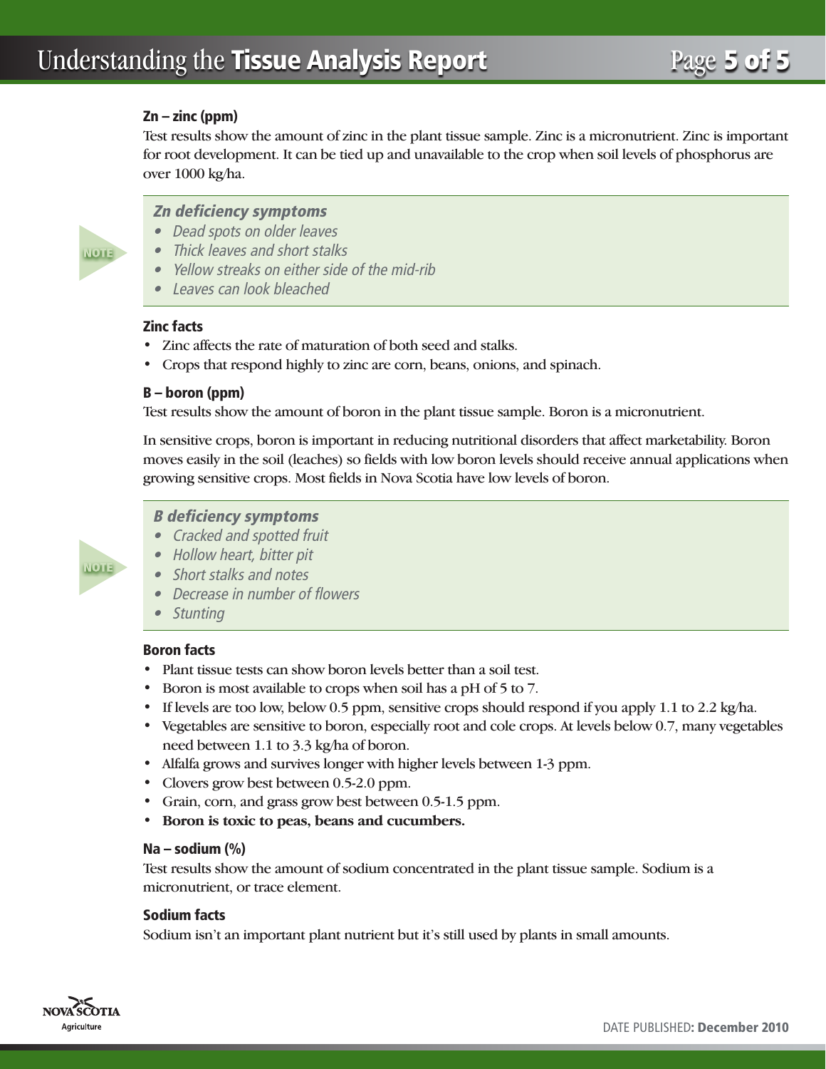### Zn – zinc (ppm)

Test results show the amount of zinc in the plant tissue sample. Zinc is a micronutrient. Zinc is important for root development. It can be tied up and unavailable to the crop when soil levels of phosphorus are over 1000 kg/ha.

> NOTE
>
> ***Zn deficiency symptoms***
> - *Dead spots on older leaves*
> - *Thick leaves and short stalks*
> - *Yellow streaks on either side of the mid-rib*
> - *Leaves can look bleached*

#### Zinc facts

- Zinc affects the rate of maturation of both seed and stalks.
- Crops that respond highly to zinc are corn, beans, onions, and spinach.

### B – boron (ppm)

Test results show the amount of boron in the plant tissue sample. Boron is a micronutrient.

In sensitive crops, boron is important in reducing nutritional disorders that affect marketability. Boron moves easily in the soil (leaches) so fields with low boron levels should receive annual applications when growing sensitive crops. Most fields in Nova Scotia have low levels of boron.

> NOTE
>
> ***B deficiency symptoms***
> - *Cracked and spotted fruit*
> - *Hollow heart, bitter pit*
> - *Short stalks and notes*
> - *Decrease in number of flowers*
> - *Stunting*

#### Boron facts

- Plant tissue tests can show boron levels better than a soil test.
- Boron is most available to crops when soil has a pH of 5 to 7.
- If levels are too low, below 0.5 ppm, sensitive crops should respond if you apply 1.1 to 2.2 kg/ha.
- Vegetables are sensitive to boron, especially root and cole crops. At levels below 0.7, many vegetables need between 1.1 to 3.3 kg/ha of boron.
- Alfalfa grows and survives longer with higher levels between 1-3 ppm.
- Clovers grow best between 0.5-2.0 ppm.
- Grain, corn, and grass grow best between 0.5-1.5 ppm.
- **Boron is toxic to peas, beans and cucumbers.**

### Na – sodium (%)

Test results show the amount of sodium concentrated in the plant tissue sample. Sodium is a micronutrient, or trace element.

#### Sodium facts

Sodium isn't an important plant nutrient but it's still used by plants in small amounts.

NOVA SCOTIA Agriculture

DATE PUBLISHED: **December 2010**